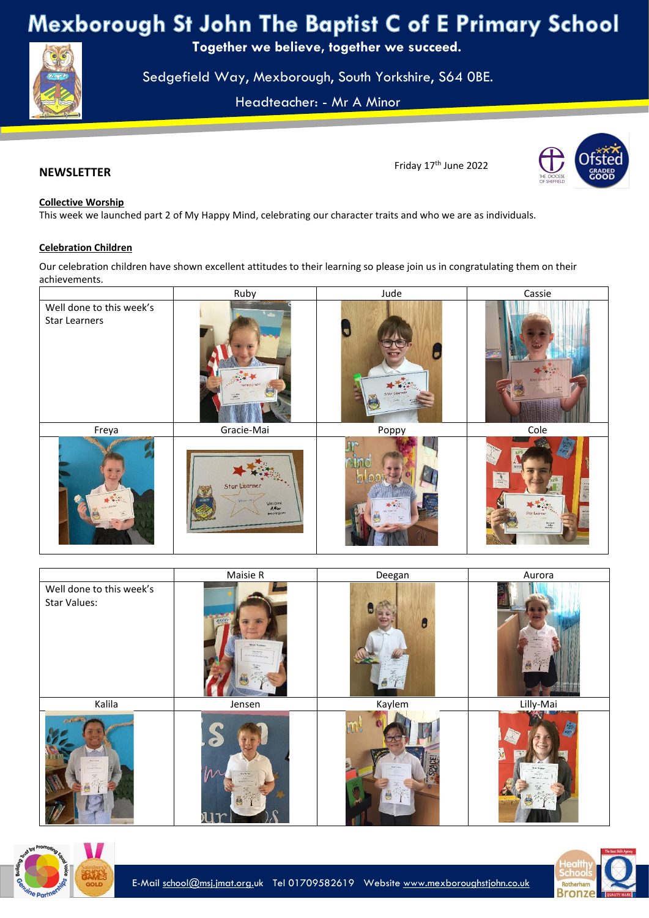# Mexborough St John The Baptist C of E Primary School

**Together we believe, together we succeed.**

Sedgefield Way, Mexborough, South Yorkshire, S64 0BE.

Headteacher: - Mr A Minor

## NEWSLETTER

Friday 17th June 2022

**Collective Worship**

This week we launched part 2 of My Happy Mind, celebrating our character traits and who we are as individuals.

**Celebration Children**

Our celebration children have shown excellent attitudes to their learning so please join us in congratulating them on their achievements.

| | Ruby | Jude | Cassie |
|---|---|---|---|
| Well done to this week's Star Learners | | | |
| Freya | Gracie-Mai | Poppy | Cole |

| | Maisie R | Deegan | Aurora |
|---|---|---|---|
| Well done to this week's Star Values: | | | |
| Kalila | Jensen | Kaylem | Lilly-Mai |

E-Mail school@msj.jmat.org.uk Tel 01709582619 Website www.mexboroughstjohn.co.uk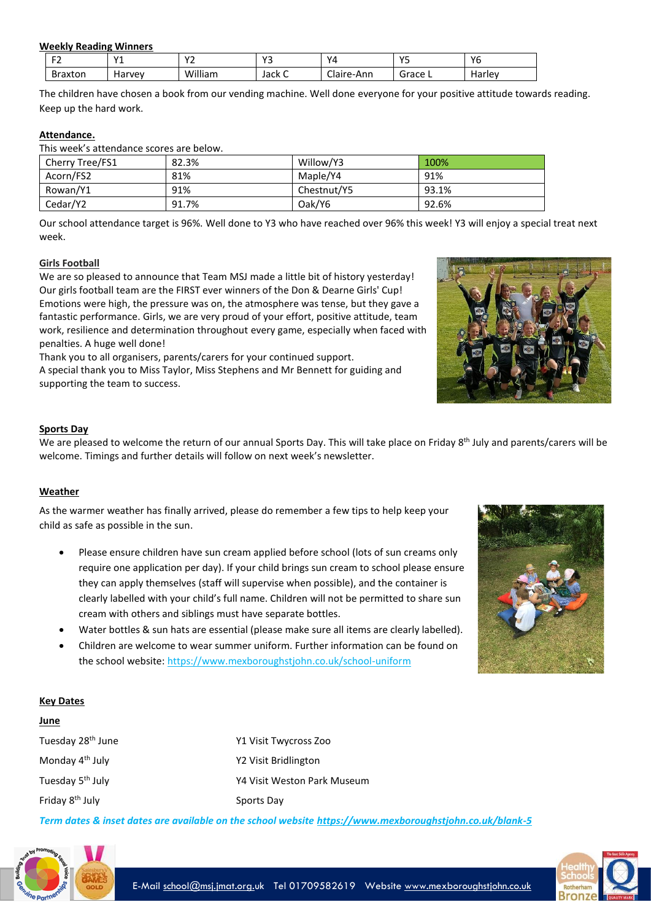**Weekly Reading Winners**

| F2 | Y1 | Y2 | Y3 | Y4 | Y5 | Y6 |
|---|---|---|---|---|---|---|
| Braxton | Harvey | William | Jack C | Claire-Ann | Grace L | Harley |

The children have chosen a book from our vending machine. Well done everyone for your positive attitude towards reading. Keep up the hard work.

**Attendance.**

This week's attendance scores are below.

| | | | |
|---|---|---|---|
| Cherry Tree/FS1 | 82.3% | Willow/Y3 | 100% |
| Acorn/FS2 | 81% | Maple/Y4 | 91% |
| Rowan/Y1 | 91% | Chestnut/Y5 | 93.1% |
| Cedar/Y2 | 91.7% | Oak/Y6 | 92.6% |

Our school attendance target is 96%. Well done to Y3 who have reached over 96% this week! Y3 will enjoy a special treat next week.

**Girls Football**

We are so pleased to announce that Team MSJ made a little bit of history yesterday! Our girls football team are the FIRST ever winners of the Don & Dearne Girls' Cup! Emotions were high, the pressure was on, the atmosphere was tense, but they gave a fantastic performance. Girls, we are very proud of your effort, positive attitude, team work, resilience and determination throughout every game, especially when faced with penalties. A huge well done!

Thank you to all organisers, parents/carers for your continued support.

A special thank you to Miss Taylor, Miss Stephens and Mr Bennett for guiding and supporting the team to success.

**Sports Day**

We are pleased to welcome the return of our annual Sports Day. This will take place on Friday 8th July and parents/carers will be welcome. Timings and further details will follow on next week's newsletter.

**Weather**

As the warmer weather has finally arrived, please do remember a few tips to help keep your child as safe as possible in the sun.

- Please ensure children have sun cream applied before school (lots of sun creams only require one application per day). If your child brings sun cream to school please ensure they can apply themselves (staff will supervise when possible), and the container is clearly labelled with your child's full name. Children will not be permitted to share sun cream with others and siblings must have separate bottles.
- Water bottles & sun hats are essential (please make sure all items are clearly labelled).
- Children are welcome to wear summer uniform. Further information can be found on the school website: https://www.mexboroughstjohn.co.uk/school-uniform

**Key Dates**

**June**

| | |
|---|---|
| Tuesday 28th June | Y1 Visit Twycross Zoo |
| Monday 4th July | Y2 Visit Bridlington |
| Tuesday 5th July | Y4 Visit Weston Park Museum |
| Friday 8th July | Sports Day |

*Term dates & inset dates are available on the school website https://www.mexboroughstjohn.co.uk/blank-5*

E-Mail school@msj.jmat.org.uk Tel 01709582619 Website www.mexboroughstjohn.co.uk